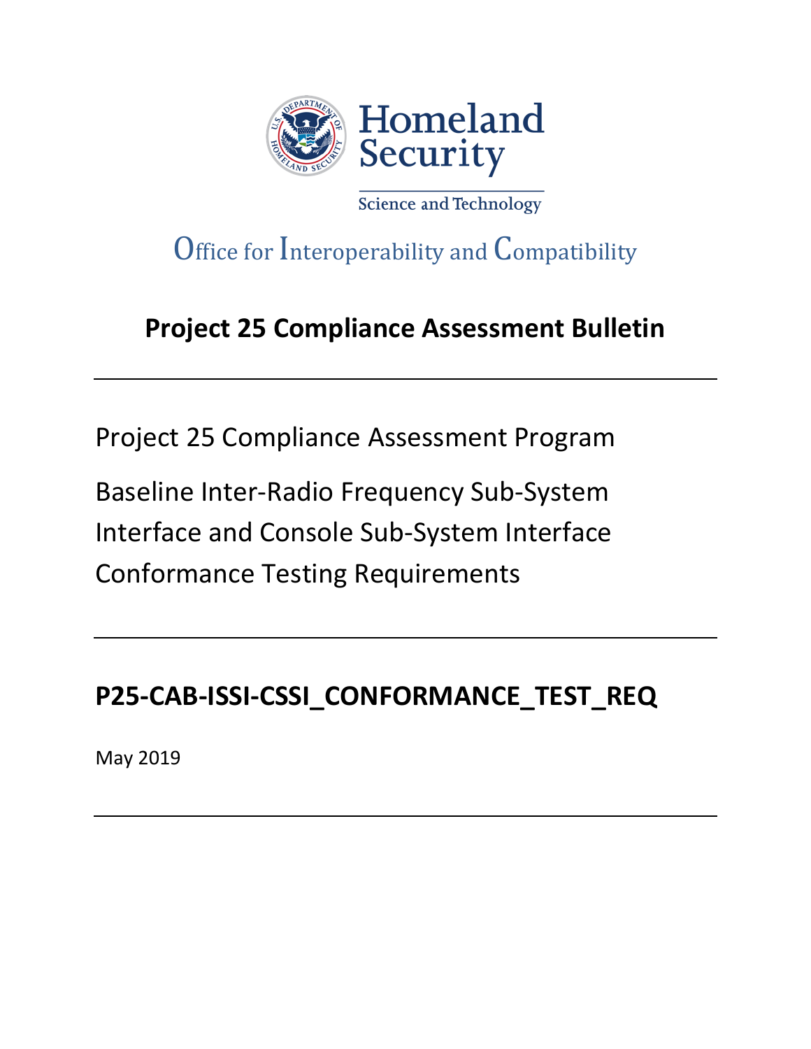Homeland Security

Science and Technology

Office for Interoperability and Compatibility

# Project 25 Compliance Assessment Bulletin

---

Project 25 Compliance Assessment Program

Baseline Inter-Radio Frequency Sub-System Interface and Console Sub-System Interface Conformance Testing Requirements

---

## P25-CAB-ISSI-CSSI_CONFORMANCE_TEST_REQ

May 2019

---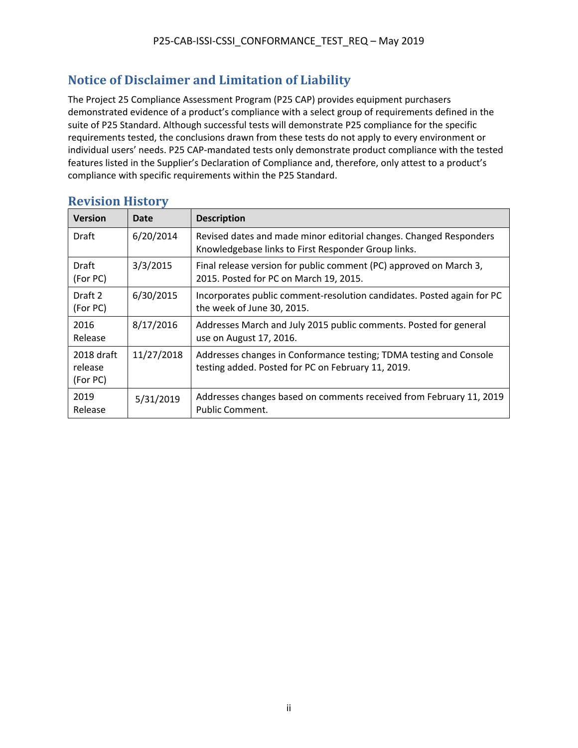## Notice of Disclaimer and Limitation of Liability

The Project 25 Compliance Assessment Program (P25 CAP) provides equipment purchasers demonstrated evidence of a product's compliance with a select group of requirements defined in the suite of P25 Standard. Although successful tests will demonstrate P25 compliance for the specific requirements tested, the conclusions drawn from these tests do not apply to every environment or individual users' needs. P25 CAP-mandated tests only demonstrate product compliance with the tested features listed in the Supplier's Declaration of Compliance and, therefore, only attest to a product's compliance with specific requirements within the P25 Standard.

## Revision History

| Version | Date | Description |
|---|---|---|
| Draft | 6/20/2014 | Revised dates and made minor editorial changes. Changed Responders Knowledgebase links to First Responder Group links. |
| Draft (For PC) | 3/3/2015 | Final release version for public comment (PC) approved on March 3, 2015. Posted for PC on March 19, 2015. |
| Draft 2 (For PC) | 6/30/2015 | Incorporates public comment-resolution candidates. Posted again for PC the week of June 30, 2015. |
| 2016 Release | 8/17/2016 | Addresses March and July 2015 public comments. Posted for general use on August 17, 2016. |
| 2018 draft release (For PC) | 11/27/2018 | Addresses changes in Conformance testing; TDMA testing and Console testing added. Posted for PC on February 11, 2019. |
| 2019 Release | 5/31/2019 | Addresses changes based on comments received from February 11, 2019 Public Comment. |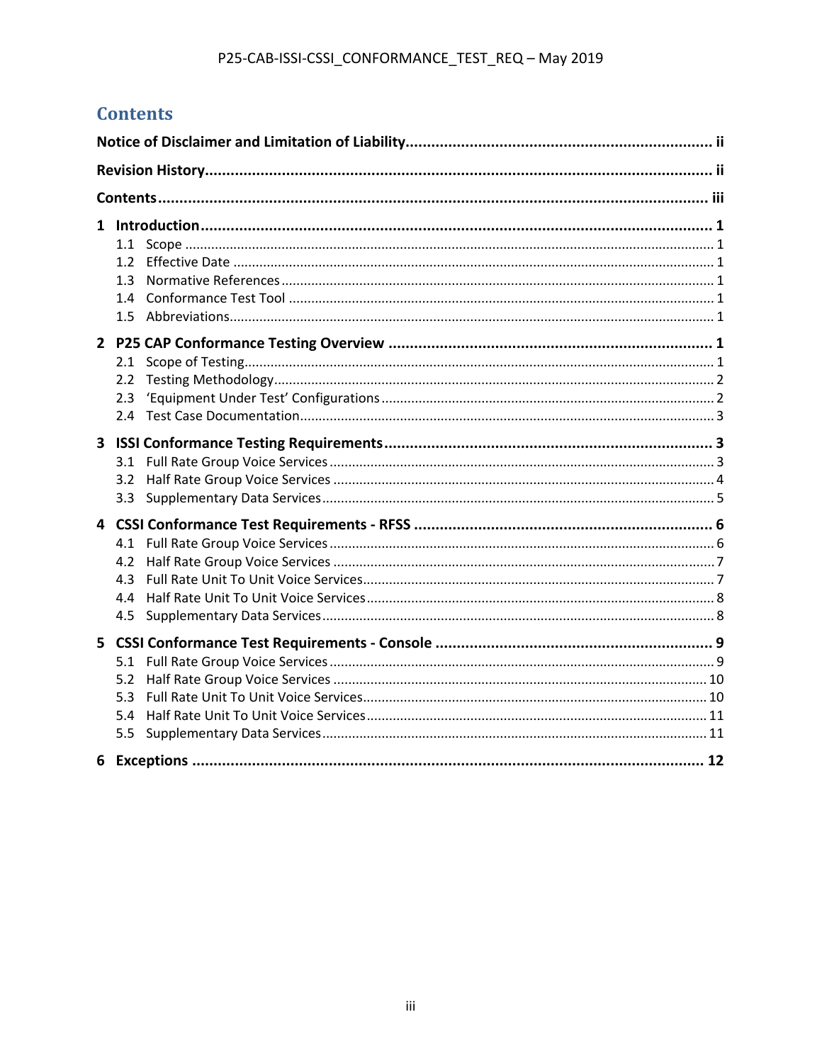# Contents

**Notice of Disclaimer and Limitation of Liability** ........ ii

**Revision History** ........ ii

**Contents** ........ iii

**1 Introduction** ........ 1
- 1.1 Scope ........ 1
- 1.2 Effective Date ........ 1
- 1.3 Normative References ........ 1
- 1.4 Conformance Test Tool ........ 1
- 1.5 Abbreviations ........ 1

**2 P25 CAP Conformance Testing Overview** ........ 1
- 2.1 Scope of Testing ........ 1
- 2.2 Testing Methodology ........ 2
- 2.3 'Equipment Under Test' Configurations ........ 2
- 2.4 Test Case Documentation ........ 3

**3 ISSI Conformance Testing Requirements** ........ 3
- 3.1 Full Rate Group Voice Services ........ 3
- 3.2 Half Rate Group Voice Services ........ 4
- 3.3 Supplementary Data Services ........ 5

**4 CSSI Conformance Test Requirements - RFSS** ........ 6
- 4.1 Full Rate Group Voice Services ........ 6
- 4.2 Half Rate Group Voice Services ........ 7
- 4.3 Full Rate Unit To Unit Voice Services ........ 7
- 4.4 Half Rate Unit To Unit Voice Services ........ 8
- 4.5 Supplementary Data Services ........ 8

**5 CSSI Conformance Test Requirements - Console** ........ 9
- 5.1 Full Rate Group Voice Services ........ 9
- 5.2 Half Rate Group Voice Services ........ 10
- 5.3 Full Rate Unit To Unit Voice Services ........ 10
- 5.4 Half Rate Unit To Unit Voice Services ........ 11
- 5.5 Supplementary Data Services ........ 11

**6 Exceptions** ........ 12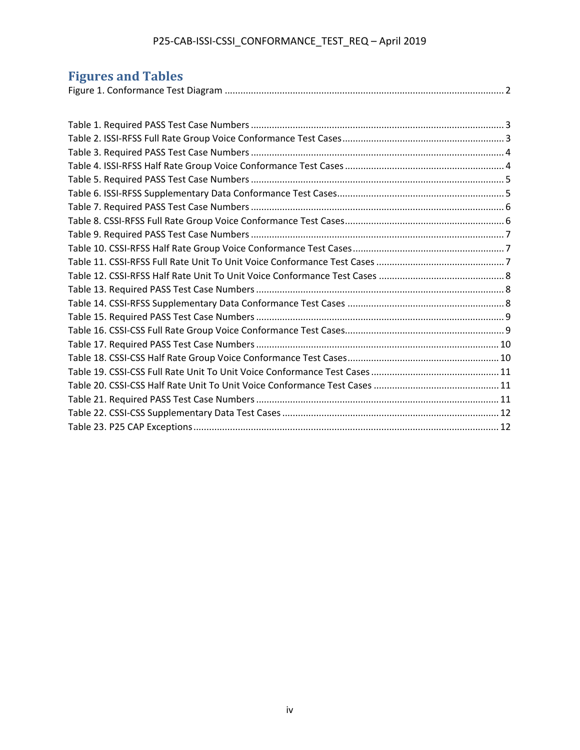# Figures and Tables

Figure 1. Conformance Test Diagram .......... 2

Table 1. Required PASS Test Case Numbers .......... 3
Table 2. ISSI-RFSS Full Rate Group Voice Conformance Test Cases .......... 3
Table 3. Required PASS Test Case Numbers .......... 4
Table 4. ISSI-RFSS Half Rate Group Voice Conformance Test Cases .......... 4
Table 5. Required PASS Test Case Numbers .......... 5
Table 6. ISSI-RFSS Supplementary Data Conformance Test Cases .......... 5
Table 7. Required PASS Test Case Numbers .......... 6
Table 8. CSSI-RFSS Full Rate Group Voice Conformance Test Cases .......... 6
Table 9. Required PASS Test Case Numbers .......... 7
Table 10. CSSI-RFSS Half Rate Group Voice Conformance Test Cases .......... 7
Table 11. CSSI-RFSS Full Rate Unit To Unit Voice Conformance Test Cases .......... 7
Table 12. CSSI-RFSS Half Rate Unit To Unit Voice Conformance Test Cases .......... 8
Table 13. Required PASS Test Case Numbers .......... 8
Table 14. CSSI-RFSS Supplementary Data Conformance Test Cases .......... 8
Table 15. Required PASS Test Case Numbers .......... 9
Table 16. CSSI-CSS Full Rate Group Voice Conformance Test Cases .......... 9
Table 17. Required PASS Test Case Numbers .......... 10
Table 18. CSSI-CSS Half Rate Group Voice Conformance Test Cases .......... 10
Table 19. CSSI-CSS Full Rate Unit To Unit Voice Conformance Test Cases .......... 11
Table 20. CSSI-CSS Half Rate Unit To Unit Voice Conformance Test Cases .......... 11
Table 21. Required PASS Test Case Numbers .......... 11
Table 22. CSSI-CSS Supplementary Data Test Cases .......... 12
Table 23. P25 CAP Exceptions .......... 12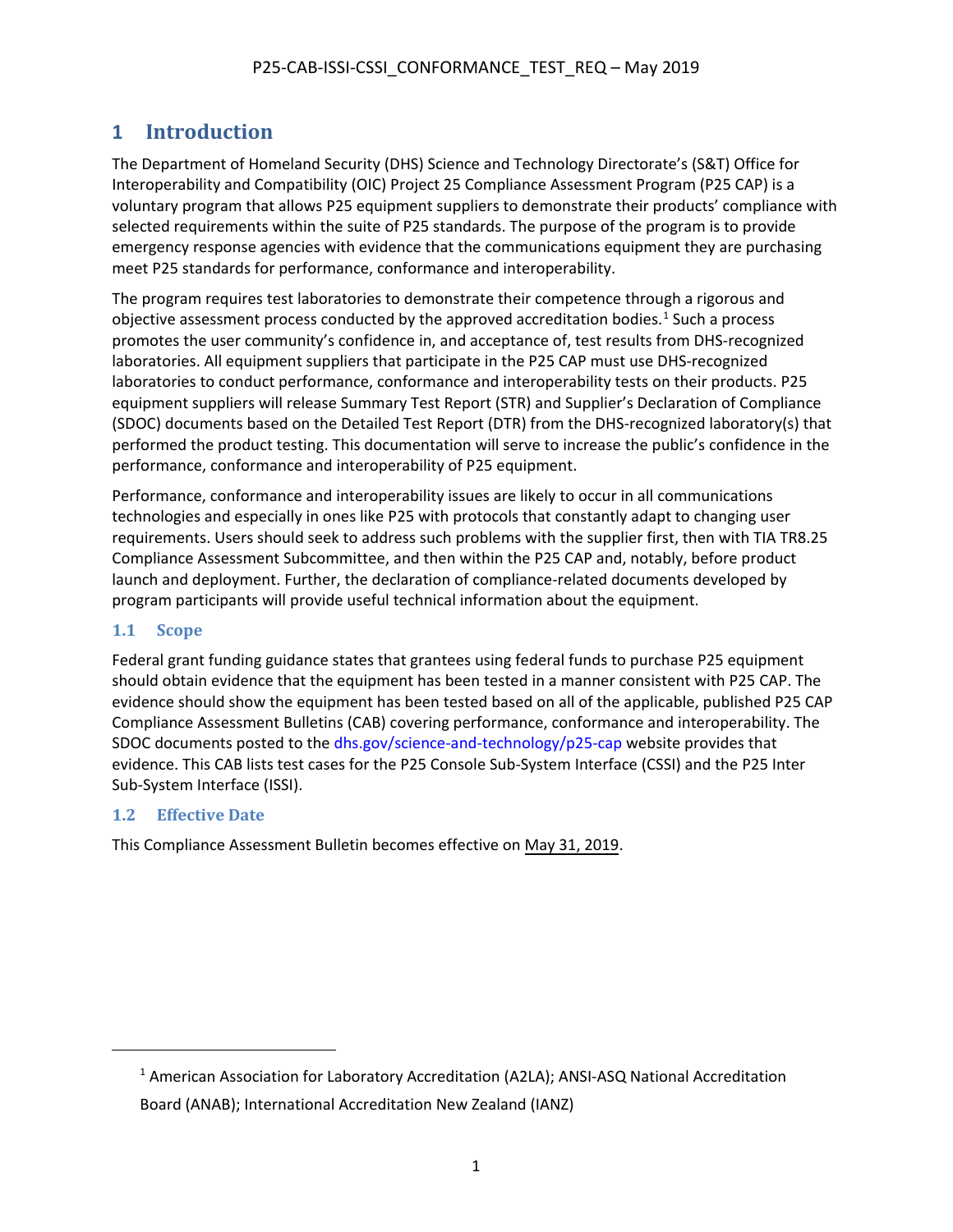# 1 Introduction

The Department of Homeland Security (DHS) Science and Technology Directorate's (S&T) Office for Interoperability and Compatibility (OIC) Project 25 Compliance Assessment Program (P25 CAP) is a voluntary program that allows P25 equipment suppliers to demonstrate their products' compliance with selected requirements within the suite of P25 standards. The purpose of the program is to provide emergency response agencies with evidence that the communications equipment they are purchasing meet P25 standards for performance, conformance and interoperability.

The program requires test laboratories to demonstrate their competence through a rigorous and objective assessment process conducted by the approved accreditation bodies.[1] Such a process promotes the user community's confidence in, and acceptance of, test results from DHS-recognized laboratories. All equipment suppliers that participate in the P25 CAP must use DHS-recognized laboratories to conduct performance, conformance and interoperability tests on their products. P25 equipment suppliers will release Summary Test Report (STR) and Supplier's Declaration of Compliance (SDOC) documents based on the Detailed Test Report (DTR) from the DHS-recognized laboratory(s) that performed the product testing. This documentation will serve to increase the public's confidence in the performance, conformance and interoperability of P25 equipment.

Performance, conformance and interoperability issues are likely to occur in all communications technologies and especially in ones like P25 with protocols that constantly adapt to changing user requirements. Users should seek to address such problems with the supplier first, then with TIA TR8.25 Compliance Assessment Subcommittee, and then within the P25 CAP and, notably, before product launch and deployment. Further, the declaration of compliance-related documents developed by program participants will provide useful technical information about the equipment.

## 1.1 Scope

Federal grant funding guidance states that grantees using federal funds to purchase P25 equipment should obtain evidence that the equipment has been tested in a manner consistent with P25 CAP. The evidence should show the equipment has been tested based on all of the applicable, published P25 CAP Compliance Assessment Bulletins (CAB) covering performance, conformance and interoperability. The SDOC documents posted to the dhs.gov/science-and-technology/p25-cap website provides that evidence. This CAB lists test cases for the P25 Console Sub-System Interface (CSSI) and the P25 Inter Sub-System Interface (ISSI).

## 1.2 Effective Date

This Compliance Assessment Bulletin becomes effective on May 31, 2019.

---

[1] American Association for Laboratory Accreditation (A2LA); ANSI-ASQ National Accreditation Board (ANAB); International Accreditation New Zealand (IANZ)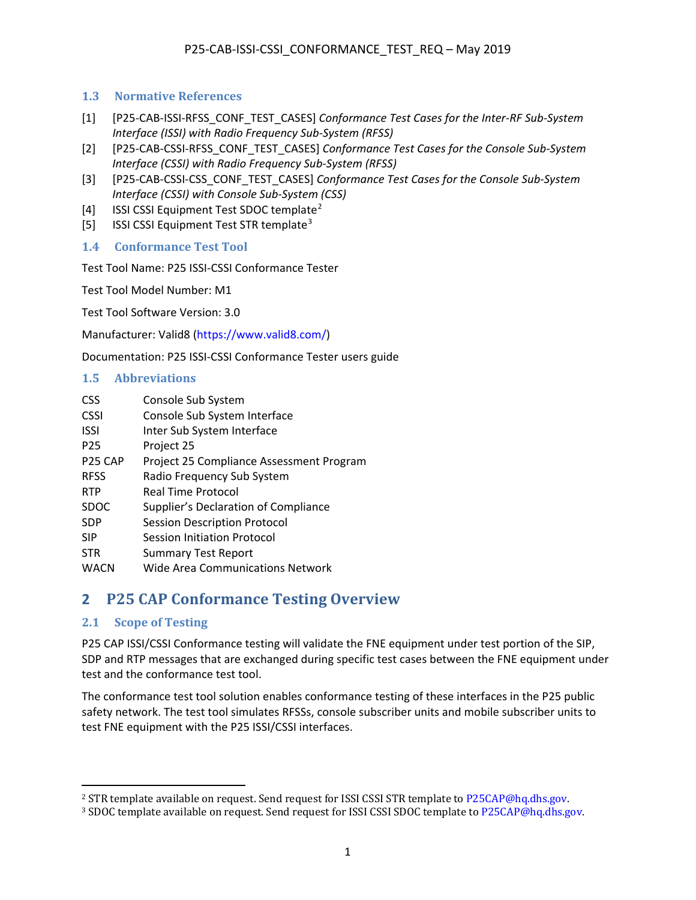## 1.3 Normative References

[1] [P25-CAB-ISSI-RFSS_CONF_TEST_CASES] *Conformance Test Cases for the Inter-RF Sub-System Interface (ISSI) with Radio Frequency Sub-System (RFSS)*

[2] [P25-CAB-CSSI-RFSS_CONF_TEST_CASES] *Conformance Test Cases for the Console Sub-System Interface (CSSI) with Radio Frequency Sub-System (RFSS)*

[3] [P25-CAB-CSSI-CSS_CONF_TEST_CASES] *Conformance Test Cases for the Console Sub-System Interface (CSSI) with Console Sub-System (CSS)*

[4] ISSI CSSI Equipment Test SDOC template[2]

[5] ISSI CSSI Equipment Test STR template[3]

## 1.4 Conformance Test Tool

Test Tool Name: P25 ISSI-CSSI Conformance Tester

Test Tool Model Number: M1

Test Tool Software Version: 3.0

Manufacturer: Valid8 (https://www.valid8.com/)

Documentation: P25 ISSI-CSSI Conformance Tester users guide

## 1.5 Abbreviations

| | |
|---|---|
| CSS | Console Sub System |
| CSSI | Console Sub System Interface |
| ISSI | Inter Sub System Interface |
| P25 | Project 25 |
| P25 CAP | Project 25 Compliance Assessment Program |
| RFSS | Radio Frequency Sub System |
| RTP | Real Time Protocol |
| SDOC | Supplier's Declaration of Compliance |
| SDP | Session Description Protocol |
| SIP | Session Initiation Protocol |
| STR | Summary Test Report |
| WACN | Wide Area Communications Network |

# 2 P25 CAP Conformance Testing Overview

## 2.1 Scope of Testing

P25 CAP ISSI/CSSI Conformance testing will validate the FNE equipment under test portion of the SIP, SDP and RTP messages that are exchanged during specific test cases between the FNE equipment under test and the conformance test tool.

The conformance test tool solution enables conformance testing of these interfaces in the P25 public safety network. The test tool simulates RFSSs, console subscriber units and mobile subscriber units to test FNE equipment with the P25 ISSI/CSSI interfaces.

---

[2] STR template available on request. Send request for ISSI CSSI STR template to P25CAP@hq.dhs.gov.

[3] SDOC template available on request. Send request for ISSI CSSI SDOC template to P25CAP@hq.dhs.gov.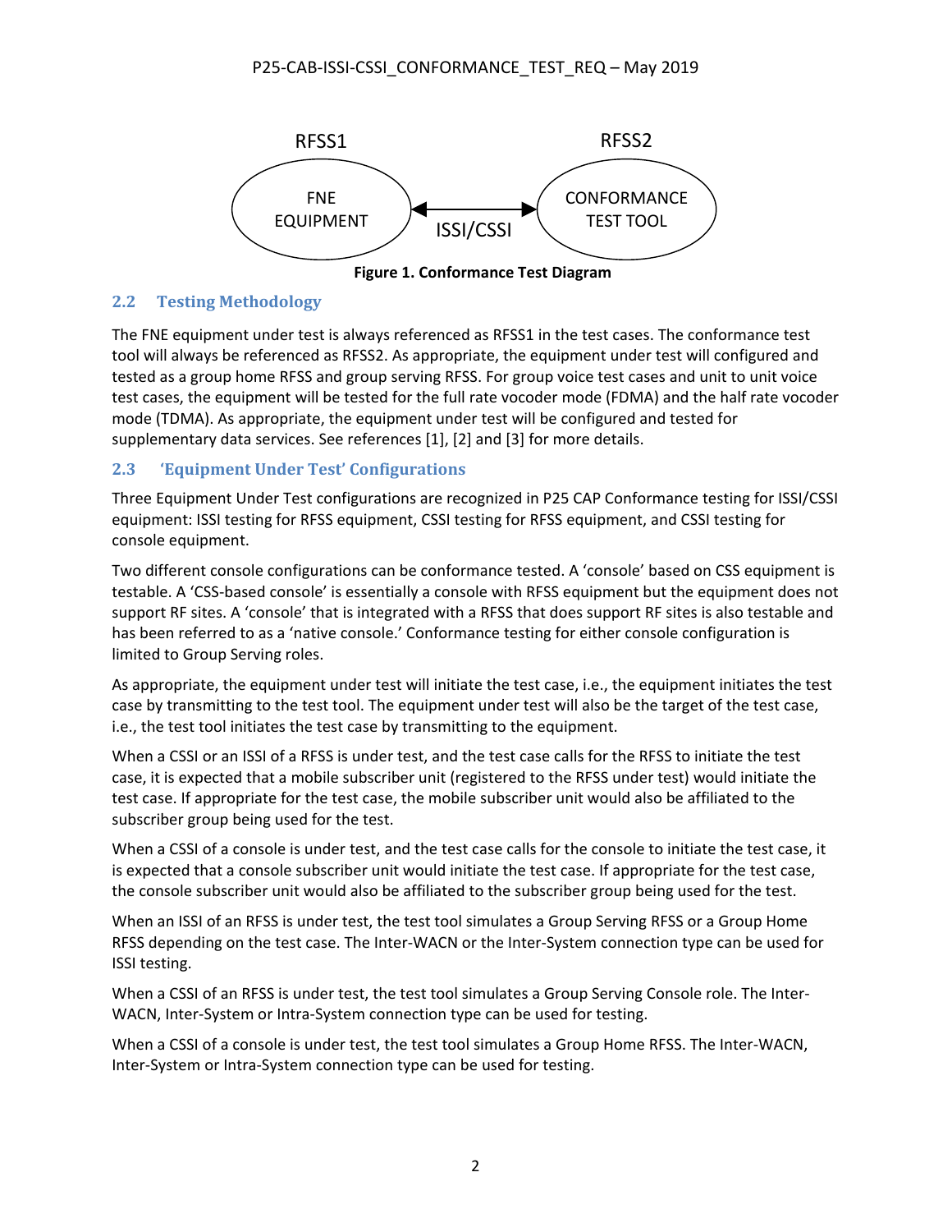RFSS1 — FNE EQUIPMENT ⟷ ISSI/CSSI ⟷ RFSS2 — CONFORMANCE TEST TOOL

**Figure 1. Conformance Test Diagram**

## 2.2 Testing Methodology

The FNE equipment under test is always referenced as RFSS1 in the test cases. The conformance test tool will always be referenced as RFSS2. As appropriate, the equipment under test will configured and tested as a group home RFSS and group serving RFSS. For group voice test cases and unit to unit voice test cases, the equipment will be tested for the full rate vocoder mode (FDMA) and the half rate vocoder mode (TDMA). As appropriate, the equipment under test will be configured and tested for supplementary data services. See references [1], [2] and [3] for more details.

## 2.3 'Equipment Under Test' Configurations

Three Equipment Under Test configurations are recognized in P25 CAP Conformance testing for ISSI/CSSI equipment: ISSI testing for RFSS equipment, CSSI testing for RFSS equipment, and CSSI testing for console equipment.

Two different console configurations can be conformance tested. A 'console' based on CSS equipment is testable. A 'CSS-based console' is essentially a console with RFSS equipment but the equipment does not support RF sites. A 'console' that is integrated with a RFSS that does support RF sites is also testable and has been referred to as a 'native console.' Conformance testing for either console configuration is limited to Group Serving roles.

As appropriate, the equipment under test will initiate the test case, i.e., the equipment initiates the test case by transmitting to the test tool. The equipment under test will also be the target of the test case, i.e., the test tool initiates the test case by transmitting to the equipment.

When a CSSI or an ISSI of a RFSS is under test, and the test case calls for the RFSS to initiate the test case, it is expected that a mobile subscriber unit (registered to the RFSS under test) would initiate the test case. If appropriate for the test case, the mobile subscriber unit would also be affiliated to the subscriber group being used for the test.

When a CSSI of a console is under test, and the test case calls for the console to initiate the test case, it is expected that a console subscriber unit would initiate the test case. If appropriate for the test case, the console subscriber unit would also be affiliated to the subscriber group being used for the test.

When an ISSI of an RFSS is under test, the test tool simulates a Group Serving RFSS or a Group Home RFSS depending on the test case. The Inter-WACN or the Inter-System connection type can be used for ISSI testing.

When a CSSI of an RFSS is under test, the test tool simulates a Group Serving Console role. The Inter-WACN, Inter-System or Intra-System connection type can be used for testing.

When a CSSI of a console is under test, the test tool simulates a Group Home RFSS. The Inter-WACN, Inter-System or Intra-System connection type can be used for testing.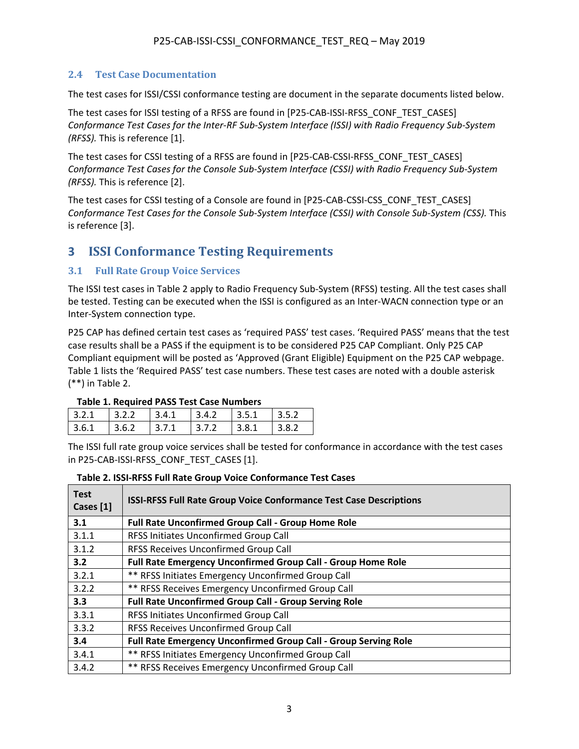### 2.4 Test Case Documentation

The test cases for ISSI/CSSI conformance testing are document in the separate documents listed below.

The test cases for ISSI testing of a RFSS are found in [P25-CAB-ISSI-RFSS_CONF_TEST_CASES] *Conformance Test Cases for the Inter-RF Sub-System Interface (ISSI) with Radio Frequency Sub-System (RFSS).* This is reference [1].

The test cases for CSSI testing of a RFSS are found in [P25-CAB-CSSI-RFSS_CONF_TEST_CASES] *Conformance Test Cases for the Console Sub-System Interface (CSSI) with Radio Frequency Sub-System (RFSS).* This is reference [2].

The test cases for CSSI testing of a Console are found in [P25-CAB-CSSI-CSS_CONF_TEST_CASES] *Conformance Test Cases for the Console Sub-System Interface (CSSI) with Console Sub-System (CSS).* This is reference [3].

# 3 ISSI Conformance Testing Requirements

## 3.1 Full Rate Group Voice Services

The ISSI test cases in Table 2 apply to Radio Frequency Sub-System (RFSS) testing. All the test cases shall be tested. Testing can be executed when the ISSI is configured as an Inter-WACN connection type or an Inter-System connection type.

P25 CAP has defined certain test cases as 'required PASS' test cases. 'Required PASS' means that the test case results shall be a PASS if the equipment is to be considered P25 CAP Compliant. Only P25 CAP Compliant equipment will be posted as 'Approved (Grant Eligible) Equipment on the P25 CAP webpage. Table 1 lists the 'Required PASS' test case numbers. These test cases are noted with a double asterisk (**) in Table 2.

**Table 1. Required PASS Test Case Numbers**

| | | | | | |
|---|---|---|---|---|---|
| 3.2.1 | 3.2.2 | 3.4.1 | 3.4.2 | 3.5.1 | 3.5.2 |
| 3.6.1 | 3.6.2 | 3.7.1 | 3.7.2 | 3.8.1 | 3.8.2 |

The ISSI full rate group voice services shall be tested for conformance in accordance with the test cases in P25-CAB-ISSI-RFSS_CONF_TEST_CASES [1].

**Table 2. ISSI-RFSS Full Rate Group Voice Conformance Test Cases**

| Test Cases [1] | ISSI-RFSS Full Rate Group Voice Conformance Test Case Descriptions |
|---|---|
| **3.1** | **Full Rate Unconfirmed Group Call - Group Home Role** |
| 3.1.1 | RFSS Initiates Unconfirmed Group Call |
| 3.1.2 | RFSS Receives Unconfirmed Group Call |
| **3.2** | **Full Rate Emergency Unconfirmed Group Call - Group Home Role** |
| 3.2.1 | ** RFSS Initiates Emergency Unconfirmed Group Call |
| 3.2.2 | ** RFSS Receives Emergency Unconfirmed Group Call |
| **3.3** | **Full Rate Unconfirmed Group Call - Group Serving Role** |
| 3.3.1 | RFSS Initiates Unconfirmed Group Call |
| 3.3.2 | RFSS Receives Unconfirmed Group Call |
| **3.4** | **Full Rate Emergency Unconfirmed Group Call - Group Serving Role** |
| 3.4.1 | ** RFSS Initiates Emergency Unconfirmed Group Call |
| 3.4.2 | ** RFSS Receives Emergency Unconfirmed Group Call |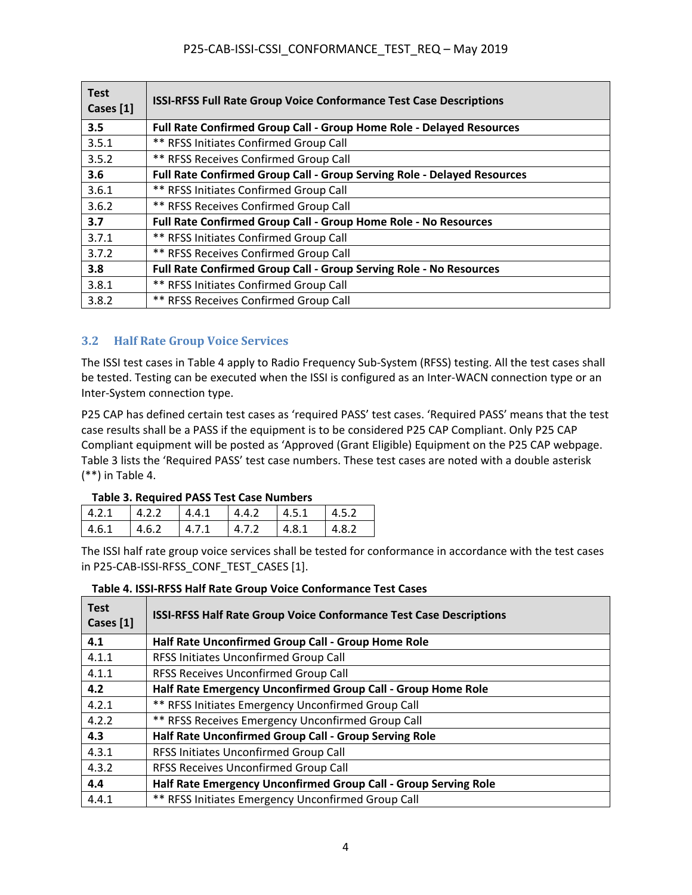| Test Cases [1] | ISSI-RFSS Full Rate Group Voice Conformance Test Case Descriptions |
|---|---|
| **3.5** | **Full Rate Confirmed Group Call - Group Home Role - Delayed Resources** |
| 3.5.1 | ** RFSS Initiates Confirmed Group Call |
| 3.5.2 | ** RFSS Receives Confirmed Group Call |
| **3.6** | **Full Rate Confirmed Group Call - Group Serving Role - Delayed Resources** |
| 3.6.1 | ** RFSS Initiates Confirmed Group Call |
| 3.6.2 | ** RFSS Receives Confirmed Group Call |
| **3.7** | **Full Rate Confirmed Group Call - Group Home Role - No Resources** |
| 3.7.1 | ** RFSS Initiates Confirmed Group Call |
| 3.7.2 | ** RFSS Receives Confirmed Group Call |
| **3.8** | **Full Rate Confirmed Group Call - Group Serving Role - No Resources** |
| 3.8.1 | ** RFSS Initiates Confirmed Group Call |
| 3.8.2 | ** RFSS Receives Confirmed Group Call |

## 3.2 Half Rate Group Voice Services

The ISSI test cases in Table 4 apply to Radio Frequency Sub-System (RFSS) testing. All the test cases shall be tested. Testing can be executed when the ISSI is configured as an Inter-WACN connection type or an Inter-System connection type.

P25 CAP has defined certain test cases as 'required PASS' test cases. 'Required PASS' means that the test case results shall be a PASS if the equipment is to be considered P25 CAP Compliant. Only P25 CAP Compliant equipment will be posted as 'Approved (Grant Eligible) Equipment on the P25 CAP webpage. Table 3 lists the 'Required PASS' test case numbers. These test cases are noted with a double asterisk (**) in Table 4.

**Table 3. Required PASS Test Case Numbers**

| | | | | | |
|---|---|---|---|---|---|
| 4.2.1 | 4.2.2 | 4.4.1 | 4.4.2 | 4.5.1 | 4.5.2 |
| 4.6.1 | 4.6.2 | 4.7.1 | 4.7.2 | 4.8.1 | 4.8.2 |

The ISSI half rate group voice services shall be tested for conformance in accordance with the test cases in P25-CAB-ISSI-RFSS_CONF_TEST_CASES [1].

**Table 4. ISSI-RFSS Half Rate Group Voice Conformance Test Cases**

| Test Cases [1] | ISSI-RFSS Half Rate Group Voice Conformance Test Case Descriptions |
|---|---|
| **4.1** | **Half Rate Unconfirmed Group Call - Group Home Role** |
| 4.1.1 | RFSS Initiates Unconfirmed Group Call |
| 4.1.1 | RFSS Receives Unconfirmed Group Call |
| **4.2** | **Half Rate Emergency Unconfirmed Group Call - Group Home Role** |
| 4.2.1 | ** RFSS Initiates Emergency Unconfirmed Group Call |
| 4.2.2 | ** RFSS Receives Emergency Unconfirmed Group Call |
| **4.3** | **Half Rate Unconfirmed Group Call - Group Serving Role** |
| 4.3.1 | RFSS Initiates Unconfirmed Group Call |
| 4.3.2 | RFSS Receives Unconfirmed Group Call |
| **4.4** | **Half Rate Emergency Unconfirmed Group Call - Group Serving Role** |
| 4.4.1 | ** RFSS Initiates Emergency Unconfirmed Group Call |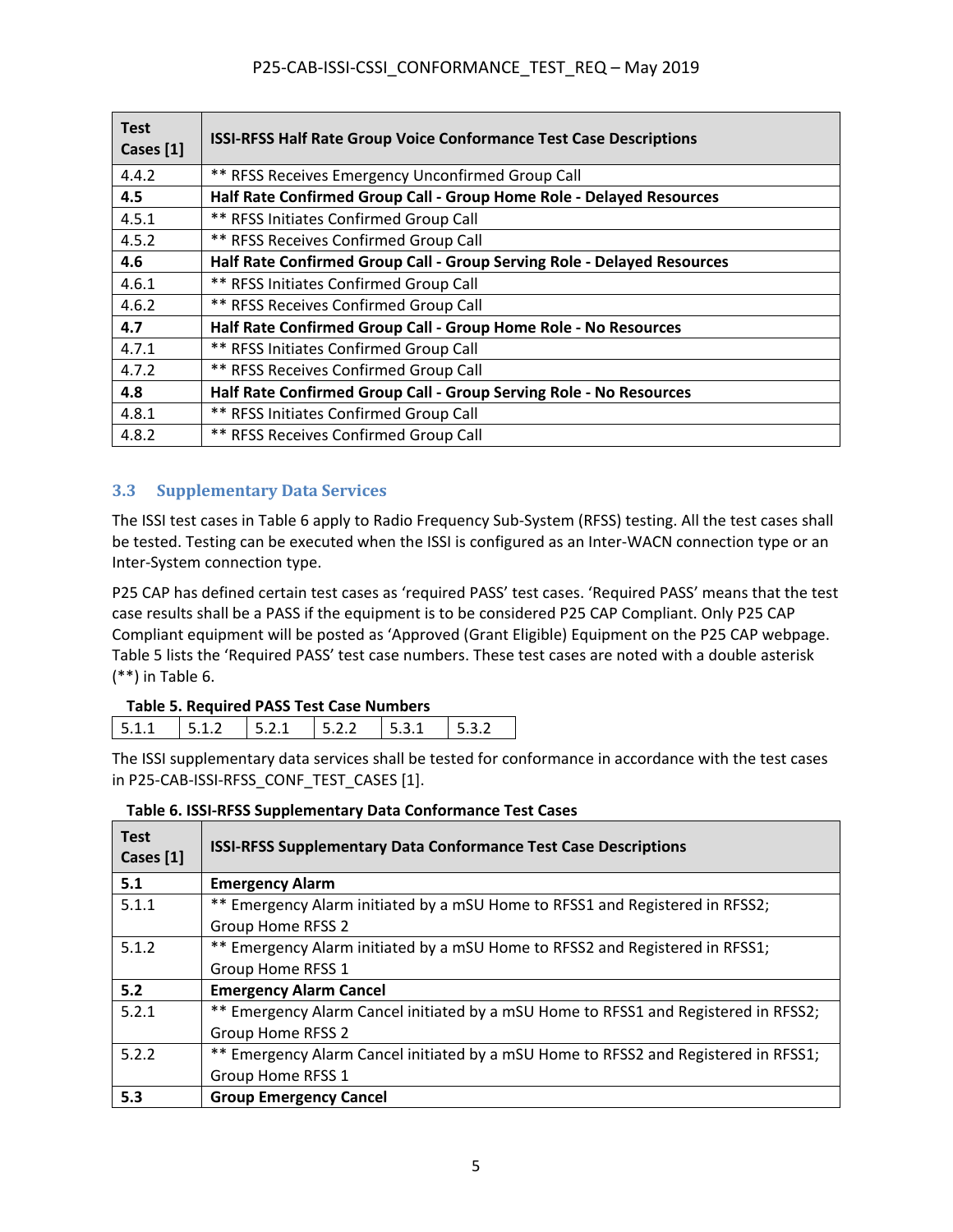| Test Cases [1] | ISSI-RFSS Half Rate Group Voice Conformance Test Case Descriptions |
|---|---|
| 4.4.2 | ** RFSS Receives Emergency Unconfirmed Group Call |
| **4.5** | **Half Rate Confirmed Group Call - Group Home Role - Delayed Resources** |
| 4.5.1 | ** RFSS Initiates Confirmed Group Call |
| 4.5.2 | ** RFSS Receives Confirmed Group Call |
| **4.6** | **Half Rate Confirmed Group Call - Group Serving Role - Delayed Resources** |
| 4.6.1 | ** RFSS Initiates Confirmed Group Call |
| 4.6.2 | ** RFSS Receives Confirmed Group Call |
| **4.7** | **Half Rate Confirmed Group Call - Group Home Role - No Resources** |
| 4.7.1 | ** RFSS Initiates Confirmed Group Call |
| 4.7.2 | ** RFSS Receives Confirmed Group Call |
| **4.8** | **Half Rate Confirmed Group Call - Group Serving Role - No Resources** |
| 4.8.1 | ** RFSS Initiates Confirmed Group Call |
| 4.8.2 | ** RFSS Receives Confirmed Group Call |

### 3.3 Supplementary Data Services

The ISSI test cases in Table 6 apply to Radio Frequency Sub-System (RFSS) testing. All the test cases shall be tested. Testing can be executed when the ISSI is configured as an Inter-WACN connection type or an Inter-System connection type.

P25 CAP has defined certain test cases as 'required PASS' test cases. 'Required PASS' means that the test case results shall be a PASS if the equipment is to be considered P25 CAP Compliant. Only P25 CAP Compliant equipment will be posted as 'Approved (Grant Eligible) Equipment on the P25 CAP webpage. Table 5 lists the 'Required PASS' test case numbers. These test cases are noted with a double asterisk (**) in Table 6.

**Table 5. Required PASS Test Case Numbers**

| 5.1.1 | 5.1.2 | 5.2.1 | 5.2.2 | 5.3.1 | 5.3.2 |
|---|---|---|---|---|---|

The ISSI supplementary data services shall be tested for conformance in accordance with the test cases in P25-CAB-ISSI-RFSS_CONF_TEST_CASES [1].

**Table 6. ISSI-RFSS Supplementary Data Conformance Test Cases**

| Test Cases [1] | ISSI-RFSS Supplementary Data Conformance Test Case Descriptions |
|---|---|
| **5.1** | **Emergency Alarm** |
| 5.1.1 | ** Emergency Alarm initiated by a mSU Home to RFSS1 and Registered in RFSS2; Group Home RFSS 2 |
| 5.1.2 | ** Emergency Alarm initiated by a mSU Home to RFSS2 and Registered in RFSS1; Group Home RFSS 1 |
| **5.2** | **Emergency Alarm Cancel** |
| 5.2.1 | ** Emergency Alarm Cancel initiated by a mSU Home to RFSS1 and Registered in RFSS2; Group Home RFSS 2 |
| 5.2.2 | ** Emergency Alarm Cancel initiated by a mSU Home to RFSS2 and Registered in RFSS1; Group Home RFSS 1 |
| **5.3** | **Group Emergency Cancel** |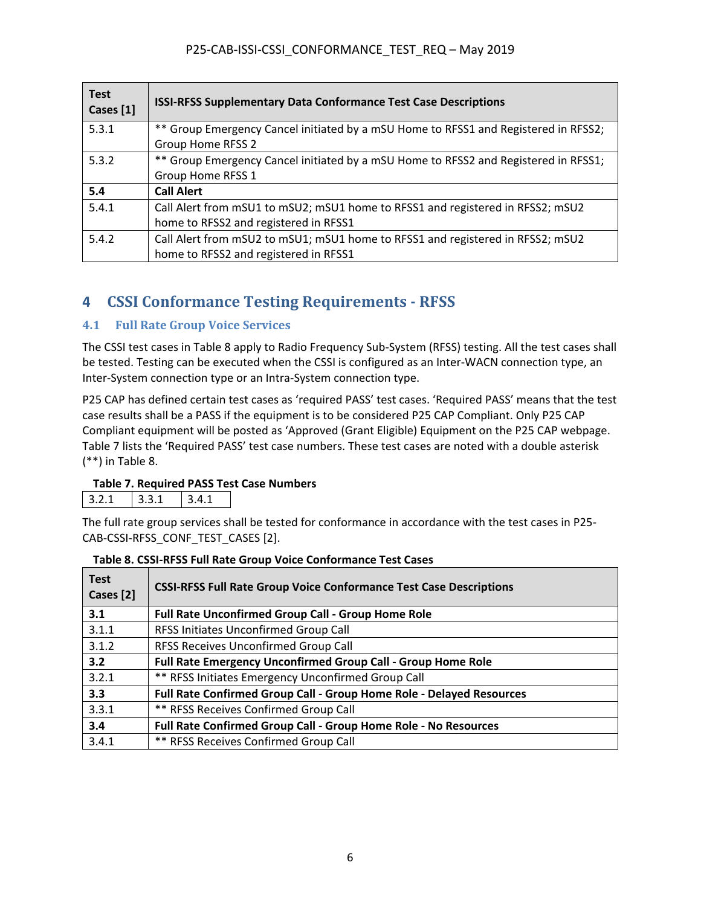| Test Cases [1] | ISSI-RFSS Supplementary Data Conformance Test Case Descriptions |
|---|---|
| 5.3.1 | ** Group Emergency Cancel initiated by a mSU Home to RFSS1 and Registered in RFSS2; Group Home RFSS 2 |
| 5.3.2 | ** Group Emergency Cancel initiated by a mSU Home to RFSS2 and Registered in RFSS1; Group Home RFSS 1 |
| **5.4** | **Call Alert** |
| 5.4.1 | Call Alert from mSU1 to mSU2; mSU1 home to RFSS1 and registered in RFSS2; mSU2 home to RFSS2 and registered in RFSS1 |
| 5.4.2 | Call Alert from mSU2 to mSU1; mSU1 home to RFSS1 and registered in RFSS2; mSU2 home to RFSS2 and registered in RFSS1 |

# 4 CSSI Conformance Testing Requirements - RFSS

## 4.1 Full Rate Group Voice Services

The CSSI test cases in Table 8 apply to Radio Frequency Sub-System (RFSS) testing. All the test cases shall be tested. Testing can be executed when the CSSI is configured as an Inter-WACN connection type, an Inter-System connection type or an Intra-System connection type.

P25 CAP has defined certain test cases as 'required PASS' test cases. 'Required PASS' means that the test case results shall be a PASS if the equipment is to be considered P25 CAP Compliant. Only P25 CAP Compliant equipment will be posted as 'Approved (Grant Eligible) Equipment on the P25 CAP webpage. Table 7 lists the 'Required PASS' test case numbers. These test cases are noted with a double asterisk (**) in Table 8.

**Table 7. Required PASS Test Case Numbers**

| 3.2.1 | 3.3.1 | 3.4.1 |
|---|---|---|

The full rate group services shall be tested for conformance in accordance with the test cases in P25-CAB-CSSI-RFSS_CONF_TEST_CASES [2].

**Table 8. CSSI-RFSS Full Rate Group Voice Conformance Test Cases**

| Test Cases [2] | CSSI-RFSS Full Rate Group Voice Conformance Test Case Descriptions |
|---|---|
| **3.1** | **Full Rate Unconfirmed Group Call - Group Home Role** |
| 3.1.1 | RFSS Initiates Unconfirmed Group Call |
| 3.1.2 | RFSS Receives Unconfirmed Group Call |
| **3.2** | **Full Rate Emergency Unconfirmed Group Call - Group Home Role** |
| 3.2.1 | ** RFSS Initiates Emergency Unconfirmed Group Call |
| **3.3** | **Full Rate Confirmed Group Call - Group Home Role - Delayed Resources** |
| 3.3.1 | ** RFSS Receives Confirmed Group Call |
| **3.4** | **Full Rate Confirmed Group Call - Group Home Role - No Resources** |
| 3.4.1 | ** RFSS Receives Confirmed Group Call |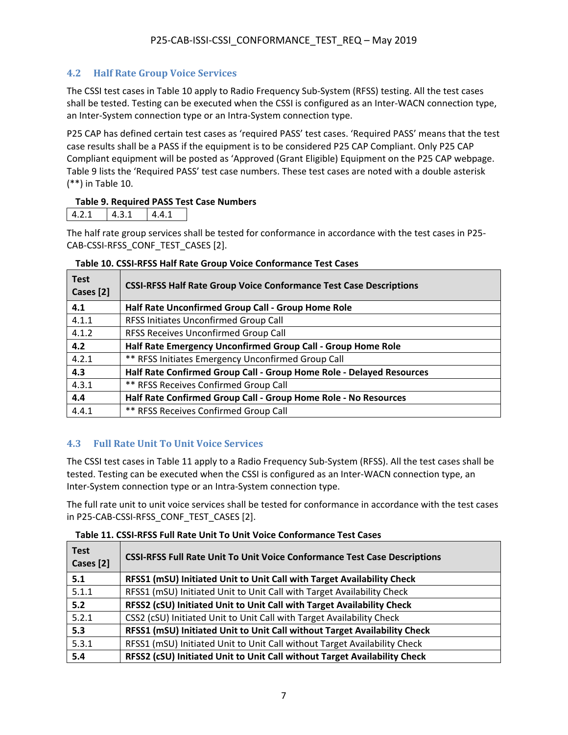## 4.2 Half Rate Group Voice Services

The CSSI test cases in Table 10 apply to Radio Frequency Sub-System (RFSS) testing. All the test cases shall be tested. Testing can be executed when the CSSI is configured as an Inter-WACN connection type, an Inter-System connection type or an Intra-System connection type.

P25 CAP has defined certain test cases as 'required PASS' test cases. 'Required PASS' means that the test case results shall be a PASS if the equipment is to be considered P25 CAP Compliant. Only P25 CAP Compliant equipment will be posted as 'Approved (Grant Eligible) Equipment on the P25 CAP webpage. Table 9 lists the 'Required PASS' test case numbers. These test cases are noted with a double asterisk (**) in Table 10.

**Table 9. Required PASS Test Case Numbers**

| 4.2.1 | 4.3.1 | 4.4.1 |
|---|---|---|

The half rate group services shall be tested for conformance in accordance with the test cases in P25-CAB-CSSI-RFSS_CONF_TEST_CASES [2].

**Table 10. CSSI-RFSS Half Rate Group Voice Conformance Test Cases**

| Test Cases [2] | CSSI-RFSS Half Rate Group Voice Conformance Test Case Descriptions |
|---|---|
| **4.1** | **Half Rate Unconfirmed Group Call - Group Home Role** |
| 4.1.1 | RFSS Initiates Unconfirmed Group Call |
| 4.1.2 | RFSS Receives Unconfirmed Group Call |
| **4.2** | **Half Rate Emergency Unconfirmed Group Call - Group Home Role** |
| 4.2.1 | ** RFSS Initiates Emergency Unconfirmed Group Call |
| **4.3** | **Half Rate Confirmed Group Call - Group Home Role - Delayed Resources** |
| 4.3.1 | ** RFSS Receives Confirmed Group Call |
| **4.4** | **Half Rate Confirmed Group Call - Group Home Role - No Resources** |
| 4.4.1 | ** RFSS Receives Confirmed Group Call |

## 4.3 Full Rate Unit To Unit Voice Services

The CSSI test cases in Table 11 apply to a Radio Frequency Sub-System (RFSS). All the test cases shall be tested. Testing can be executed when the CSSI is configured as an Inter-WACN connection type, an Inter-System connection type or an Intra-System connection type.

The full rate unit to unit voice services shall be tested for conformance in accordance with the test cases in P25-CAB-CSSI-RFSS_CONF_TEST_CASES [2].

**Table 11. CSSI-RFSS Full Rate Unit To Unit Voice Conformance Test Cases**

| Test Cases [2] | CSSI-RFSS Full Rate Unit To Unit Voice Conformance Test Case Descriptions |
|---|---|
| **5.1** | **RFSS1 (mSU) Initiated Unit to Unit Call with Target Availability Check** |
| 5.1.1 | RFSS1 (mSU) Initiated Unit to Unit Call with Target Availability Check |
| **5.2** | **RFSS2 (cSU) Initiated Unit to Unit Call with Target Availability Check** |
| 5.2.1 | CSS2 (cSU) Initiated Unit to Unit Call with Target Availability Check |
| **5.3** | **RFSS1 (mSU) Initiated Unit to Unit Call without Target Availability Check** |
| 5.3.1 | RFSS1 (mSU) Initiated Unit to Unit Call without Target Availability Check |
| **5.4** | **RFSS2 (cSU) Initiated Unit to Unit Call without Target Availability Check** |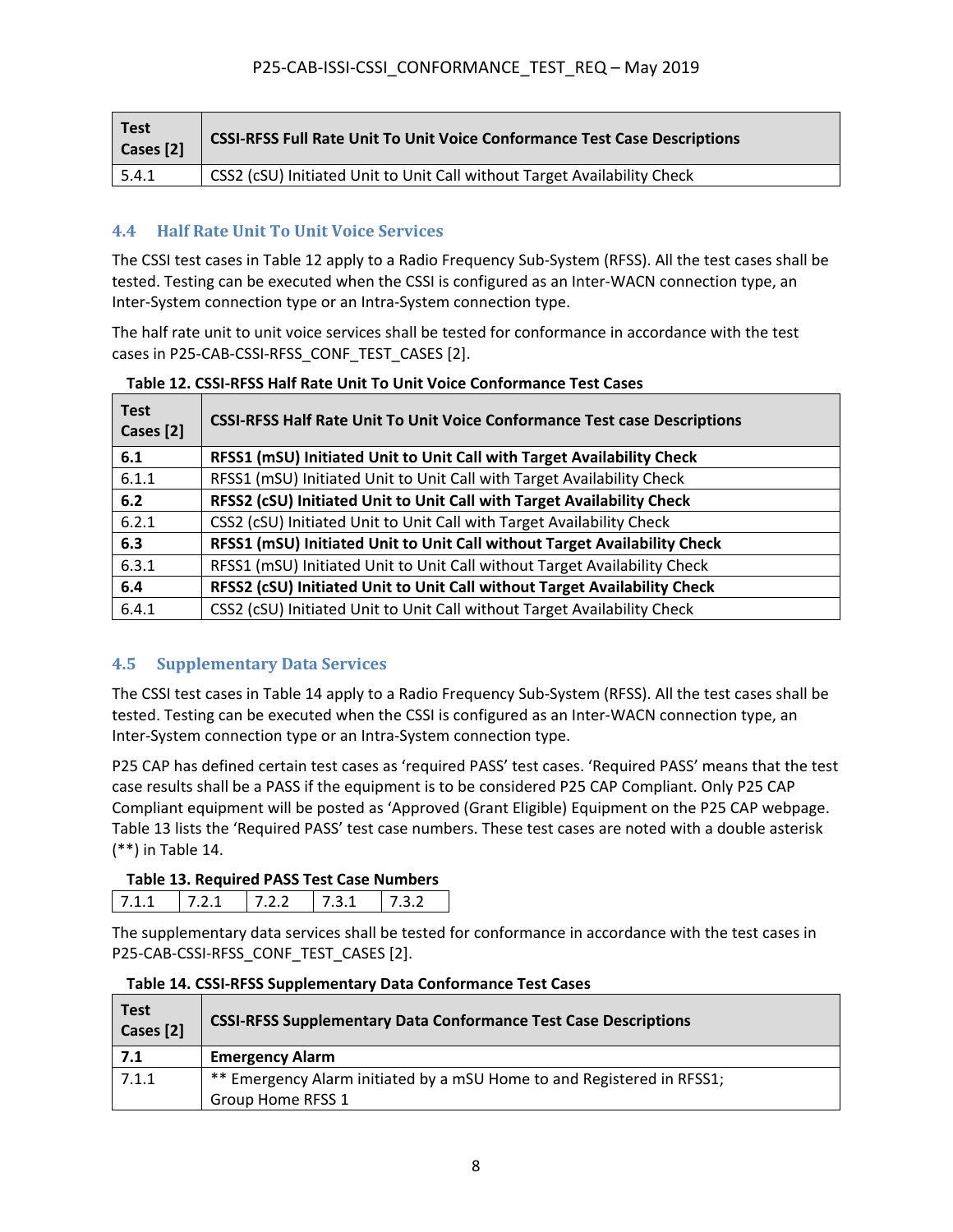| Test Cases [2] | CSSI-RFSS Full Rate Unit To Unit Voice Conformance Test Case Descriptions |
|---|---|
| 5.4.1 | CSS2 (cSU) Initiated Unit to Unit Call without Target Availability Check |

## 4.4 Half Rate Unit To Unit Voice Services

The CSSI test cases in Table 12 apply to a Radio Frequency Sub-System (RFSS). All the test cases shall be tested. Testing can be executed when the CSSI is configured as an Inter-WACN connection type, an Inter-System connection type or an Intra-System connection type.

The half rate unit to unit voice services shall be tested for conformance in accordance with the test cases in P25-CAB-CSSI-RFSS_CONF_TEST_CASES [2].

**Table 12. CSSI-RFSS Half Rate Unit To Unit Voice Conformance Test Cases**

| Test Cases [2] | CSSI-RFSS Half Rate Unit To Unit Voice Conformance Test case Descriptions |
|---|---|
| **6.1** | **RFSS1 (mSU) Initiated Unit to Unit Call with Target Availability Check** |
| 6.1.1 | RFSS1 (mSU) Initiated Unit to Unit Call with Target Availability Check |
| **6.2** | **RFSS2 (cSU) Initiated Unit to Unit Call with Target Availability Check** |
| 6.2.1 | CSS2 (cSU) Initiated Unit to Unit Call with Target Availability Check |
| **6.3** | **RFSS1 (mSU) Initiated Unit to Unit Call without Target Availability Check** |
| 6.3.1 | RFSS1 (mSU) Initiated Unit to Unit Call without Target Availability Check |
| **6.4** | **RFSS2 (cSU) Initiated Unit to Unit Call without Target Availability Check** |
| 6.4.1 | CSS2 (cSU) Initiated Unit to Unit Call without Target Availability Check |

## 4.5 Supplementary Data Services

The CSSI test cases in Table 14 apply to a Radio Frequency Sub-System (RFSS). All the test cases shall be tested. Testing can be executed when the CSSI is configured as an Inter-WACN connection type, an Inter-System connection type or an Intra-System connection type.

P25 CAP has defined certain test cases as 'required PASS' test cases. 'Required PASS' means that the test case results shall be a PASS if the equipment is to be considered P25 CAP Compliant. Only P25 CAP Compliant equipment will be posted as 'Approved (Grant Eligible) Equipment on the P25 CAP webpage. Table 13 lists the 'Required PASS' test case numbers. These test cases are noted with a double asterisk (**) in Table 14.

**Table 13. Required PASS Test Case Numbers**

| 7.1.1 | 7.2.1 | 7.2.2 | 7.3.1 | 7.3.2 |
|---|---|---|---|---|

The supplementary data services shall be tested for conformance in accordance with the test cases in P25-CAB-CSSI-RFSS_CONF_TEST_CASES [2].

**Table 14. CSSI-RFSS Supplementary Data Conformance Test Cases**

| Test Cases [2] | CSSI-RFSS Supplementary Data Conformance Test Case Descriptions |
|---|---|
| **7.1** | **Emergency Alarm** |
| 7.1.1 | ** Emergency Alarm initiated by a mSU Home to and Registered in RFSS1; Group Home RFSS 1 |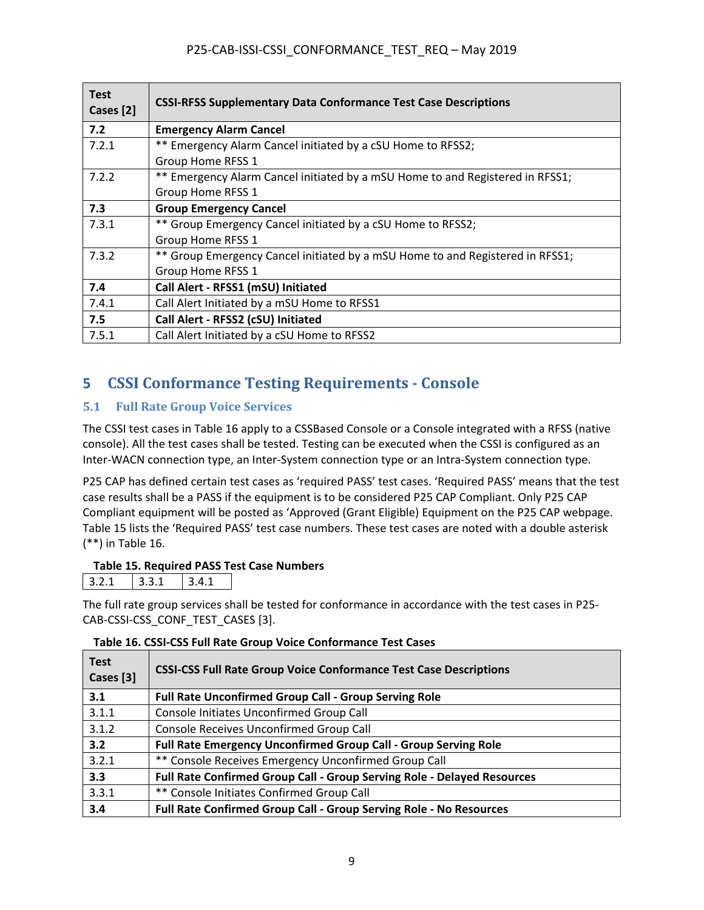| Test Cases [2] | CSSI-RFSS Supplementary Data Conformance Test Case Descriptions |
|---|---|
| **7.2** | **Emergency Alarm Cancel** |
| 7.2.1 | ** Emergency Alarm Cancel initiated by a cSU Home to RFSS2; Group Home RFSS 1 |
| 7.2.2 | ** Emergency Alarm Cancel initiated by a mSU Home to and Registered in RFSS1; Group Home RFSS 1 |
| **7.3** | **Group Emergency Cancel** |
| 7.3.1 | ** Group Emergency Cancel initiated by a cSU Home to RFSS2; Group Home RFSS 1 |
| 7.3.2 | ** Group Emergency Cancel initiated by a mSU Home to and Registered in RFSS1; Group Home RFSS 1 |
| **7.4** | **Call Alert - RFSS1 (mSU) Initiated** |
| 7.4.1 | Call Alert Initiated by a mSU Home to RFSS1 |
| **7.5** | **Call Alert - RFSS2 (cSU) Initiated** |
| 7.5.1 | Call Alert Initiated by a cSU Home to RFSS2 |

# 5 CSSI Conformance Testing Requirements - Console

## 5.1 Full Rate Group Voice Services

The CSSI test cases in Table 16 apply to a CSSBased Console or a Console integrated with a RFSS (native console). All the test cases shall be tested. Testing can be executed when the CSSI is configured as an Inter-WACN connection type, an Inter-System connection type or an Intra-System connection type.

P25 CAP has defined certain test cases as 'required PASS' test cases. 'Required PASS' means that the test case results shall be a PASS if the equipment is to be considered P25 CAP Compliant. Only P25 CAP Compliant equipment will be posted as 'Approved (Grant Eligible) Equipment on the P25 CAP webpage. Table 15 lists the 'Required PASS' test case numbers. These test cases are noted with a double asterisk (**) in Table 16.

**Table 15. Required PASS Test Case Numbers**

| 3.2.1 | 3.3.1 | 3.4.1 |
|---|---|---|

The full rate group services shall be tested for conformance in accordance with the test cases in P25-CAB-CSSI-CSS_CONF_TEST_CASES [3].

**Table 16. CSSI-CSS Full Rate Group Voice Conformance Test Cases**

| Test Cases [3] | CSSI-CSS Full Rate Group Voice Conformance Test Case Descriptions |
|---|---|
| **3.1** | **Full Rate Unconfirmed Group Call - Group Serving Role** |
| 3.1.1 | Console Initiates Unconfirmed Group Call |
| 3.1.2 | Console Receives Unconfirmed Group Call |
| **3.2** | **Full Rate Emergency Unconfirmed Group Call - Group Serving Role** |
| 3.2.1 | ** Console Receives Emergency Unconfirmed Group Call |
| **3.3** | **Full Rate Confirmed Group Call - Group Serving Role - Delayed Resources** |
| 3.3.1 | ** Console Initiates Confirmed Group Call |
| **3.4** | **Full Rate Confirmed Group Call - Group Serving Role - No Resources** |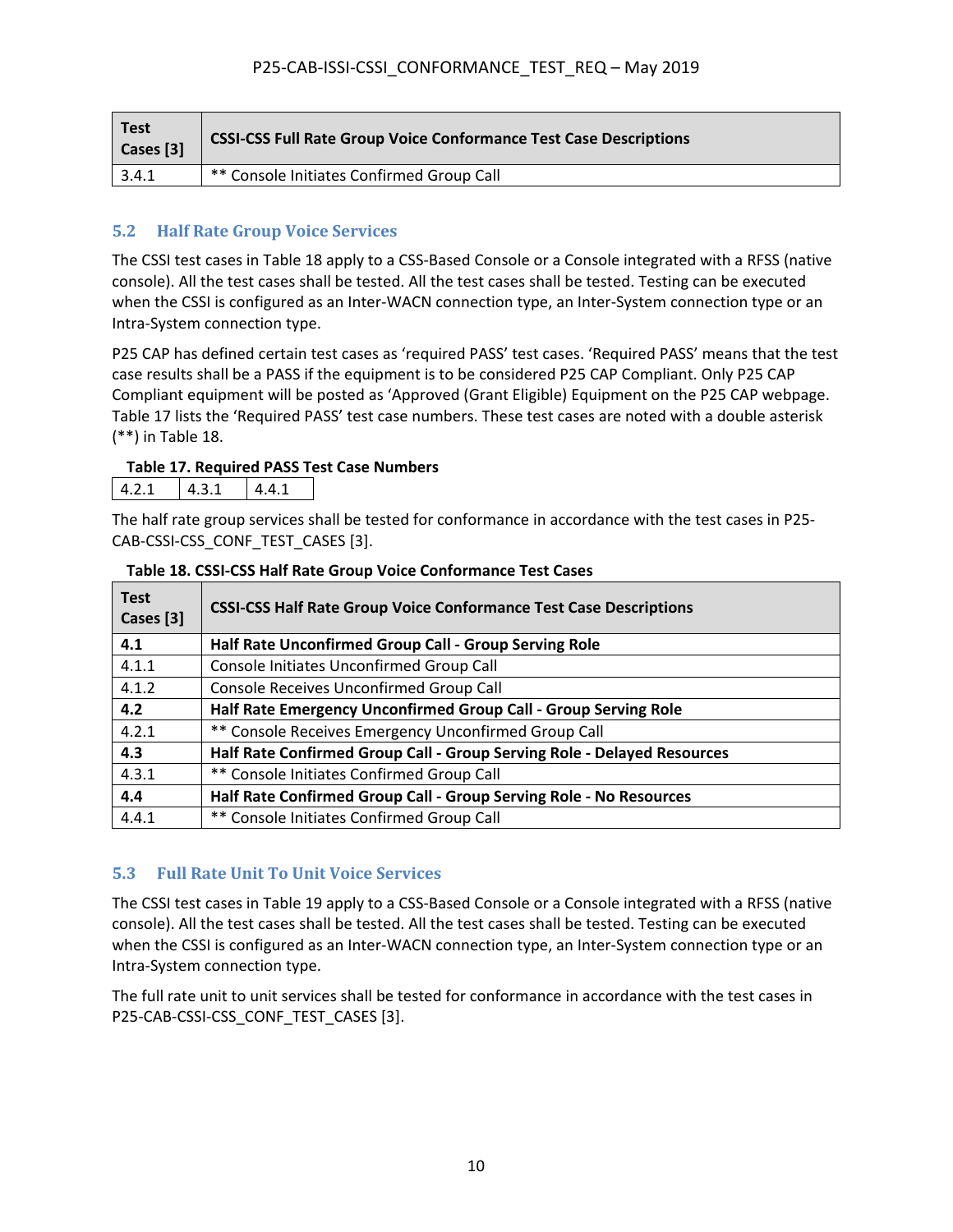| Test Cases [3] | CSSI-CSS Full Rate Group Voice Conformance Test Case Descriptions |
|---|---|
| 3.4.1 | ** Console Initiates Confirmed Group Call |

## 5.2 Half Rate Group Voice Services

The CSSI test cases in Table 18 apply to a CSS-Based Console or a Console integrated with a RFSS (native console). All the test cases shall be tested. All the test cases shall be tested. Testing can be executed when the CSSI is configured as an Inter-WACN connection type, an Inter-System connection type or an Intra-System connection type.

P25 CAP has defined certain test cases as 'required PASS' test cases. 'Required PASS' means that the test case results shall be a PASS if the equipment is to be considered P25 CAP Compliant. Only P25 CAP Compliant equipment will be posted as 'Approved (Grant Eligible) Equipment on the P25 CAP webpage. Table 17 lists the 'Required PASS' test case numbers. These test cases are noted with a double asterisk (**) in Table 18.

**Table 17. Required PASS Test Case Numbers**

| 4.2.1 | 4.3.1 | 4.4.1 |
|---|---|---|

The half rate group services shall be tested for conformance in accordance with the test cases in P25-CAB-CSSI-CSS_CONF_TEST_CASES [3].

**Table 18. CSSI-CSS Half Rate Group Voice Conformance Test Cases**

| Test Cases [3] | CSSI-CSS Half Rate Group Voice Conformance Test Case Descriptions |
|---|---|
| **4.1** | **Half Rate Unconfirmed Group Call - Group Serving Role** |
| 4.1.1 | Console Initiates Unconfirmed Group Call |
| 4.1.2 | Console Receives Unconfirmed Group Call |
| **4.2** | **Half Rate Emergency Unconfirmed Group Call - Group Serving Role** |
| 4.2.1 | ** Console Receives Emergency Unconfirmed Group Call |
| **4.3** | **Half Rate Confirmed Group Call - Group Serving Role - Delayed Resources** |
| 4.3.1 | ** Console Initiates Confirmed Group Call |
| **4.4** | **Half Rate Confirmed Group Call - Group Serving Role - No Resources** |
| 4.4.1 | ** Console Initiates Confirmed Group Call |

## 5.3 Full Rate Unit To Unit Voice Services

The CSSI test cases in Table 19 apply to a CSS-Based Console or a Console integrated with a RFSS (native console). All the test cases shall be tested. All the test cases shall be tested. Testing can be executed when the CSSI is configured as an Inter-WACN connection type, an Inter-System connection type or an Intra-System connection type.

The full rate unit to unit services shall be tested for conformance in accordance with the test cases in P25-CAB-CSSI-CSS_CONF_TEST_CASES [3].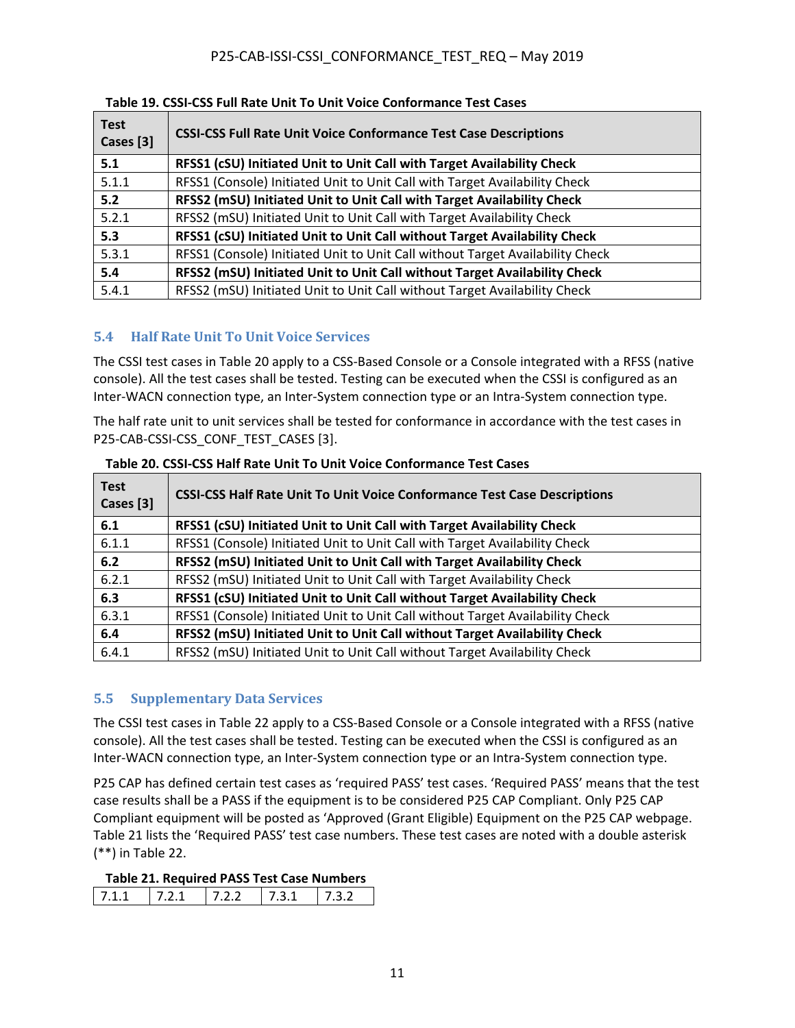**Table 19. CSSI-CSS Full Rate Unit To Unit Voice Conformance Test Cases**

| Test Cases [3] | CSSI-CSS Full Rate Unit Voice Conformance Test Case Descriptions |
|---|---|
| **5.1** | **RFSS1 (cSU) Initiated Unit to Unit Call with Target Availability Check** |
| 5.1.1 | RFSS1 (Console) Initiated Unit to Unit Call with Target Availability Check |
| **5.2** | **RFSS2 (mSU) Initiated Unit to Unit Call with Target Availability Check** |
| 5.2.1 | RFSS2 (mSU) Initiated Unit to Unit Call with Target Availability Check |
| **5.3** | **RFSS1 (cSU) Initiated Unit to Unit Call without Target Availability Check** |
| 5.3.1 | RFSS1 (Console) Initiated Unit to Unit Call without Target Availability Check |
| **5.4** | **RFSS2 (mSU) Initiated Unit to Unit Call without Target Availability Check** |
| 5.4.1 | RFSS2 (mSU) Initiated Unit to Unit Call without Target Availability Check |

## 5.4 Half Rate Unit To Unit Voice Services

The CSSI test cases in Table 20 apply to a CSS-Based Console or a Console integrated with a RFSS (native console). All the test cases shall be tested. Testing can be executed when the CSSI is configured as an Inter-WACN connection type, an Inter-System connection type or an Intra-System connection type.

The half rate unit to unit services shall be tested for conformance in accordance with the test cases in P25-CAB-CSSI-CSS_CONF_TEST_CASES [3].

**Table 20. CSSI-CSS Half Rate Unit To Unit Voice Conformance Test Cases**

| Test Cases [3] | CSSI-CSS Half Rate Unit To Unit Voice Conformance Test Case Descriptions |
|---|---|
| **6.1** | **RFSS1 (cSU) Initiated Unit to Unit Call with Target Availability Check** |
| 6.1.1 | RFSS1 (Console) Initiated Unit to Unit Call with Target Availability Check |
| **6.2** | **RFSS2 (mSU) Initiated Unit to Unit Call with Target Availability Check** |
| 6.2.1 | RFSS2 (mSU) Initiated Unit to Unit Call with Target Availability Check |
| **6.3** | **RFSS1 (cSU) Initiated Unit to Unit Call without Target Availability Check** |
| 6.3.1 | RFSS1 (Console) Initiated Unit to Unit Call without Target Availability Check |
| **6.4** | **RFSS2 (mSU) Initiated Unit to Unit Call without Target Availability Check** |
| 6.4.1 | RFSS2 (mSU) Initiated Unit to Unit Call without Target Availability Check |

## 5.5 Supplementary Data Services

The CSSI test cases in Table 22 apply to a CSS-Based Console or a Console integrated with a RFSS (native console). All the test cases shall be tested. Testing can be executed when the CSSI is configured as an Inter-WACN connection type, an Inter-System connection type or an Intra-System connection type.

P25 CAP has defined certain test cases as 'required PASS' test cases. 'Required PASS' means that the test case results shall be a PASS if the equipment is to be considered P25 CAP Compliant. Only P25 CAP Compliant equipment will be posted as 'Approved (Grant Eligible) Equipment on the P25 CAP webpage. Table 21 lists the 'Required PASS' test case numbers. These test cases are noted with a double asterisk (**) in Table 22.

**Table 21. Required PASS Test Case Numbers**

| 7.1.1 | 7.2.1 | 7.2.2 | 7.3.1 | 7.3.2 |
|---|---|---|---|---|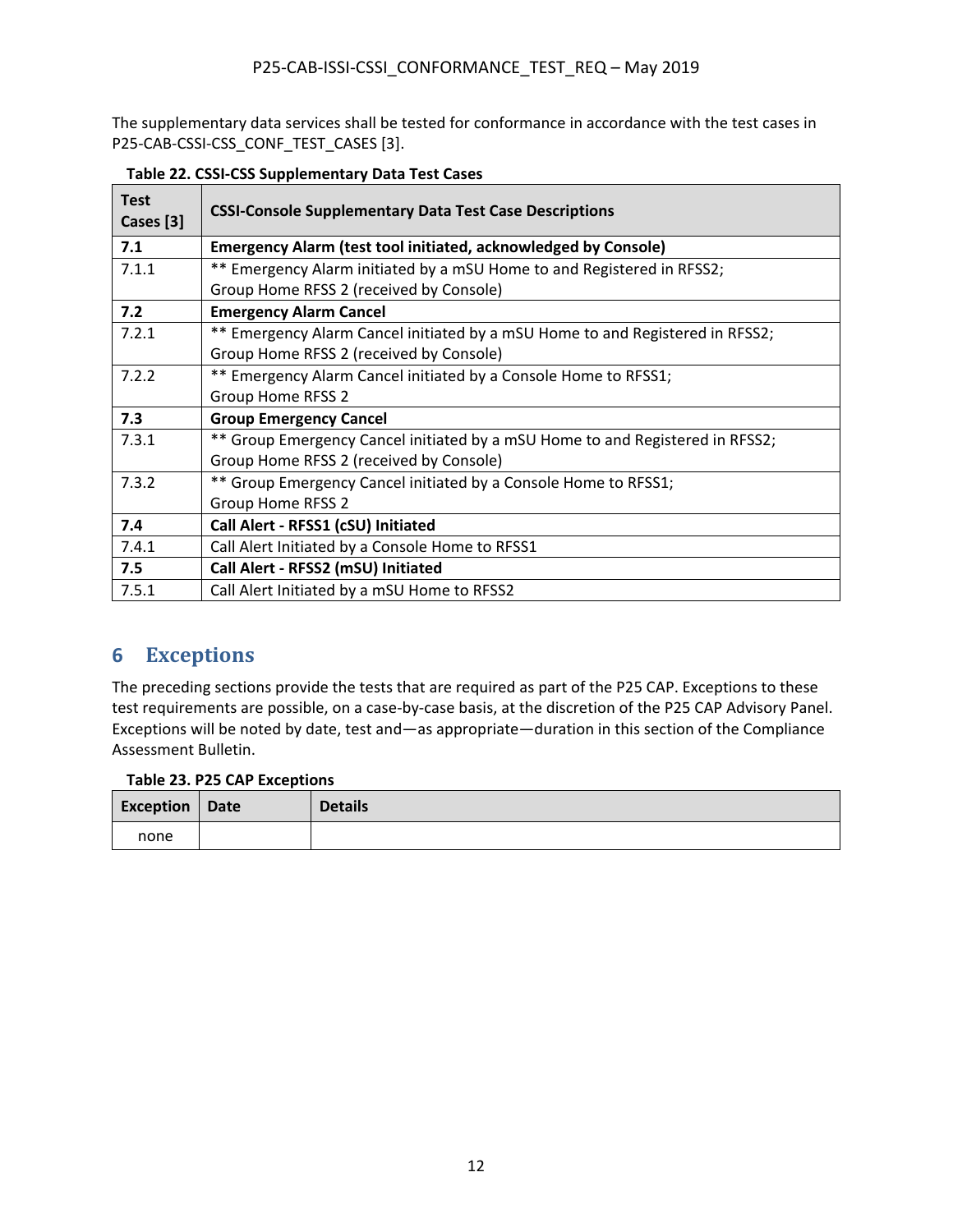The supplementary data services shall be tested for conformance in accordance with the test cases in P25-CAB-CSSI-CSS_CONF_TEST_CASES [3].

**Table 22. CSSI-CSS Supplementary Data Test Cases**

| Test Cases [3] | CSSI-Console Supplementary Data Test Case Descriptions |
|---|---|
| **7.1** | **Emergency Alarm (test tool initiated, acknowledged by Console)** |
| 7.1.1 | ** Emergency Alarm initiated by a mSU Home to and Registered in RFSS2; Group Home RFSS 2 (received by Console) |
| **7.2** | **Emergency Alarm Cancel** |
| 7.2.1 | ** Emergency Alarm Cancel initiated by a mSU Home to and Registered in RFSS2; Group Home RFSS 2 (received by Console) |
| 7.2.2 | ** Emergency Alarm Cancel initiated by a Console Home to RFSS1; Group Home RFSS 2 |
| **7.3** | **Group Emergency Cancel** |
| 7.3.1 | ** Group Emergency Cancel initiated by a mSU Home to and Registered in RFSS2; Group Home RFSS 2 (received by Console) |
| 7.3.2 | ** Group Emergency Cancel initiated by a Console Home to RFSS1; Group Home RFSS 2 |
| **7.4** | **Call Alert - RFSS1 (cSU) Initiated** |
| 7.4.1 | Call Alert Initiated by a Console Home to RFSS1 |
| **7.5** | **Call Alert - RFSS2 (mSU) Initiated** |
| 7.5.1 | Call Alert Initiated by a mSU Home to RFSS2 |

# 6 Exceptions

The preceding sections provide the tests that are required as part of the P25 CAP. Exceptions to these test requirements are possible, on a case-by-case basis, at the discretion of the P25 CAP Advisory Panel. Exceptions will be noted by date, test and—as appropriate—duration in this section of the Compliance Assessment Bulletin.

**Table 23. P25 CAP Exceptions**

| Exception | Date | Details |
|---|---|---|
| none | | |